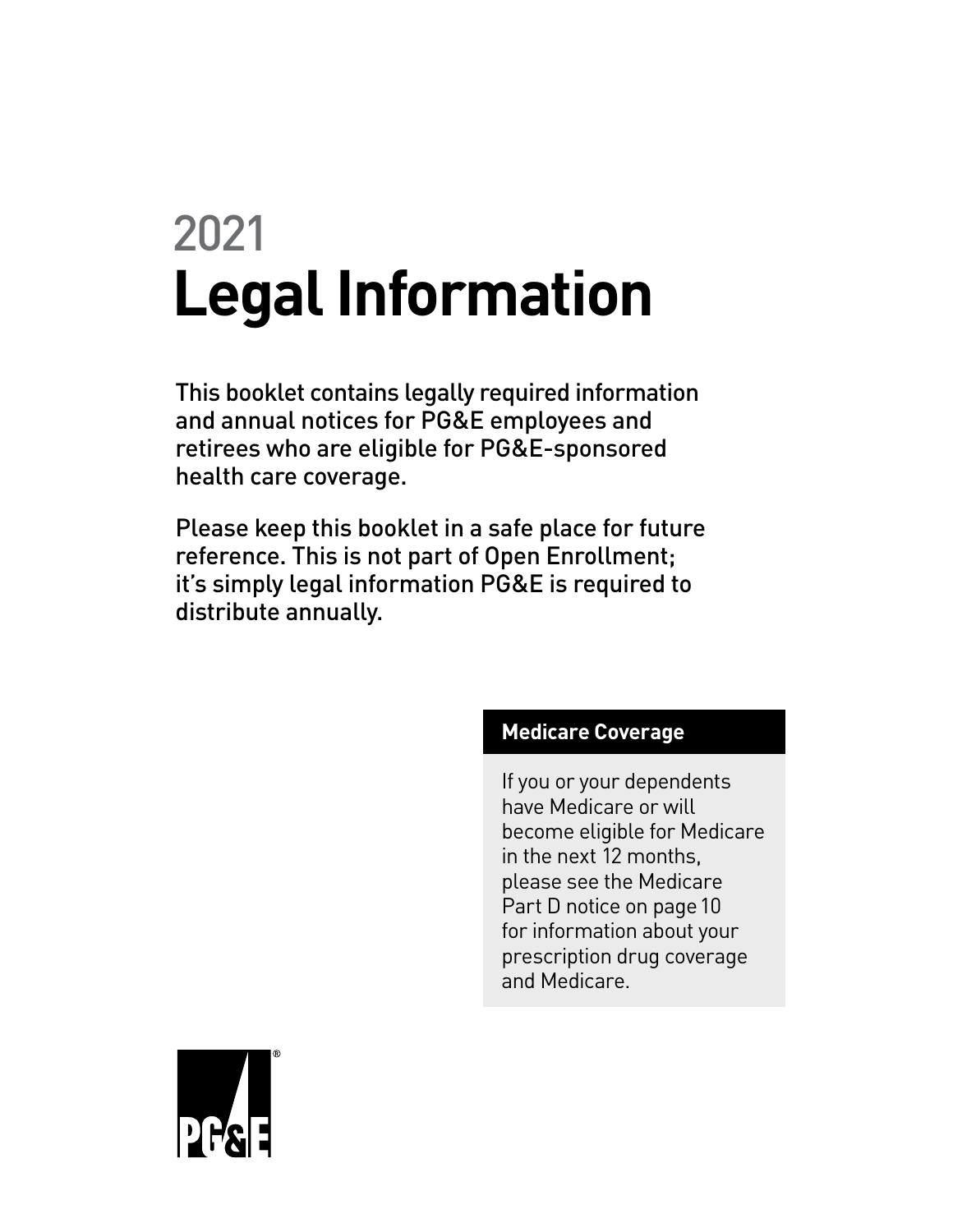# 2021 Legal Information

This booklet contains legally required information and annual notices for PG&E employees and retirees who are eligible for PG&E-sponsored health care coverage.

Please keep this booklet in a safe place for future reference. This is not part of Open Enrollment; it's simply legal information PG&E is required to distribute annually.

**Medicare Coverage**

If you or your dependents have Medicare or will become eligible for Medicare in the next 12 months, please see the Medicare Part D notice on page 10 for information about your prescription drug coverage and Medicare.

PG&E®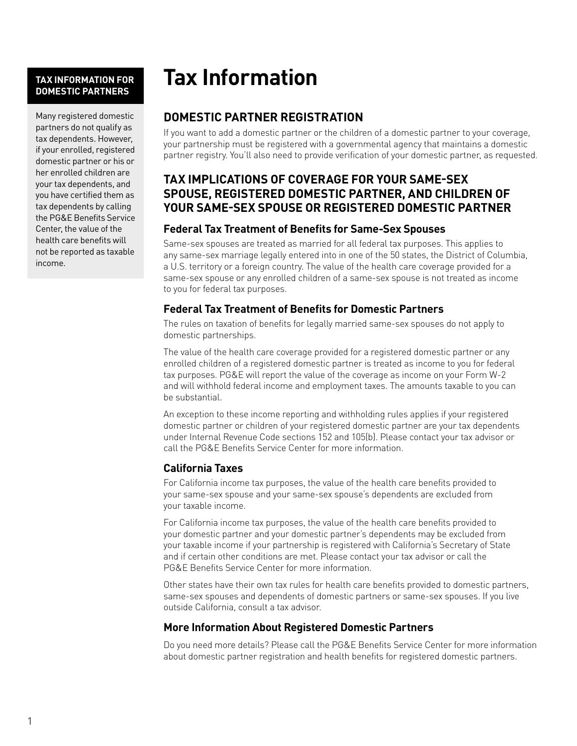# Tax Information

## DOMESTIC PARTNER REGISTRATION

If you want to add a domestic partner or the children of a domestic partner to your coverage, your partnership must be registered with a governmental agency that maintains a domestic partner registry. You'll also need to provide verification of your domestic partner, as requested.

## TAX IMPLICATIONS OF COVERAGE FOR YOUR SAME-SEX SPOUSE, REGISTERED DOMESTIC PARTNER, AND CHILDREN OF YOUR SAME-SEX SPOUSE OR REGISTERED DOMESTIC PARTNER

### Federal Tax Treatment of Benefits for Same-Sex Spouses

Same-sex spouses are treated as married for all federal tax purposes. This applies to any same-sex marriage legally entered into in one of the 50 states, the District of Columbia, a U.S. territory or a foreign country. The value of the health care coverage provided for a same-sex spouse or any enrolled children of a same-sex spouse is not treated as income to you for federal tax purposes.

### Federal Tax Treatment of Benefits for Domestic Partners

The rules on taxation of benefits for legally married same-sex spouses do not apply to domestic partnerships.

The value of the health care coverage provided for a registered domestic partner or any enrolled children of a registered domestic partner is treated as income to you for federal tax purposes. PG&E will report the value of the coverage as income on your Form W-2 and will withhold federal income and employment taxes. The amounts taxable to you can be substantial.

An exception to these income reporting and withholding rules applies if your registered domestic partner or children of your registered domestic partner are your tax dependents under Internal Revenue Code sections 152 and 105(b). Please contact your tax advisor or call the PG&E Benefits Service Center for more information.

### California Taxes

For California income tax purposes, the value of the health care benefits provided to your same-sex spouse and your same-sex spouse's dependents are excluded from your taxable income.

For California income tax purposes, the value of the health care benefits provided to your domestic partner and your domestic partner's dependents may be excluded from your taxable income if your partnership is registered with California's Secretary of State and if certain other conditions are met. Please contact your tax advisor or call the PG&E Benefits Service Center for more information.

Other states have their own tax rules for health care benefits provided to domestic partners, same-sex spouses and dependents of domestic partners or same-sex spouses. If you live outside California, consult a tax advisor.

### More Information About Registered Domestic Partners

Do you need more details? Please call the PG&E Benefits Service Center for more information about domestic partner registration and health benefits for registered domestic partners.

**TAX INFORMATION FOR DOMESTIC PARTNERS**

Many registered domestic partners do not qualify as tax dependents. However, if your enrolled, registered domestic partner or his or her enrolled children are your tax dependents, and you have certified them as tax dependents by calling the PG&E Benefits Service Center, the value of the health care benefits will not be reported as taxable income.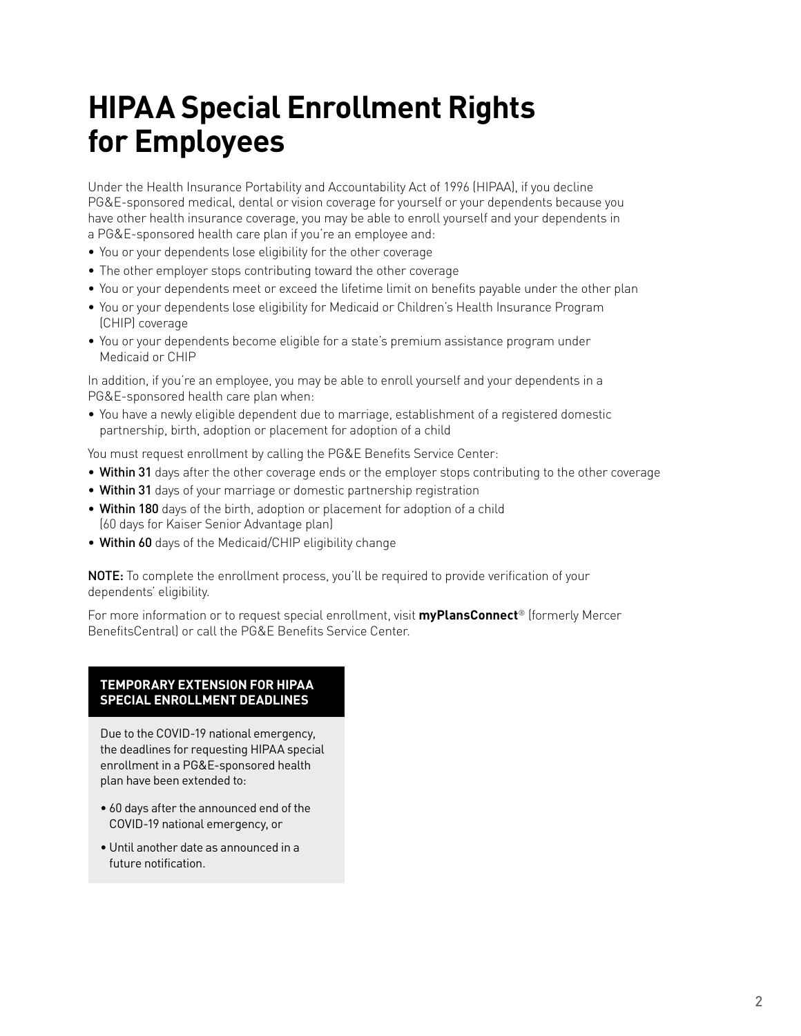# HIPAA Special Enrollment Rights for Employees

Under the Health Insurance Portability and Accountability Act of 1996 (HIPAA), if you decline PG&E-sponsored medical, dental or vision coverage for yourself or your dependents because you have other health insurance coverage, you may be able to enroll yourself and your dependents in a PG&E-sponsored health care plan if you're an employee and:

- You or your dependents lose eligibility for the other coverage
- The other employer stops contributing toward the other coverage
- You or your dependents meet or exceed the lifetime limit on benefits payable under the other plan
- You or your dependents lose eligibility for Medicaid or Children's Health Insurance Program (CHIP) coverage
- You or your dependents become eligible for a state's premium assistance program under Medicaid or CHIP

In addition, if you're an employee, you may be able to enroll yourself and your dependents in a PG&E-sponsored health care plan when:

- You have a newly eligible dependent due to marriage, establishment of a registered domestic partnership, birth, adoption or placement for adoption of a child

You must request enrollment by calling the PG&E Benefits Service Center:

- **Within 31** days after the other coverage ends or the employer stops contributing to the other coverage
- **Within 31** days of your marriage or domestic partnership registration
- **Within 180** days of the birth, adoption or placement for adoption of a child (60 days for Kaiser Senior Advantage plan)
- **Within 60** days of the Medicaid/CHIP eligibility change

**NOTE:** To complete the enrollment process, you'll be required to provide verification of your dependents' eligibility.

For more information or to request special enrollment, visit **myPlansConnect**® (formerly Mercer BenefitsCentral) or call the PG&E Benefits Service Center.

**TEMPORARY EXTENSION FOR HIPAA SPECIAL ENROLLMENT DEADLINES**

Due to the COVID-19 national emergency, the deadlines for requesting HIPAA special enrollment in a PG&E-sponsored health plan have been extended to:

- 60 days after the announced end of the COVID-19 national emergency, or
- Until another date as announced in a future notification.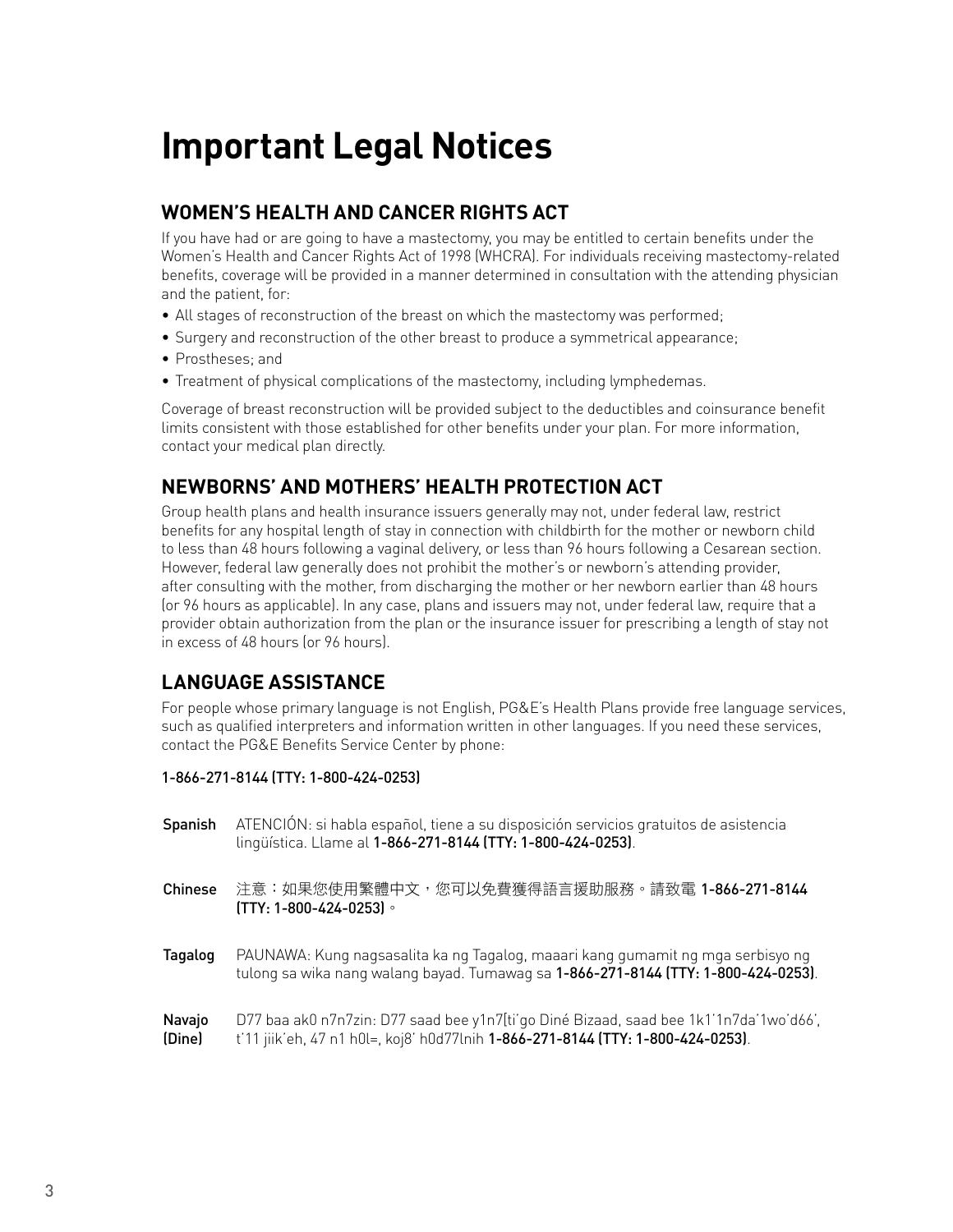# Important Legal Notices

## WOMEN'S HEALTH AND CANCER RIGHTS ACT

If you have had or are going to have a mastectomy, you may be entitled to certain benefits under the Women's Health and Cancer Rights Act of 1998 (WHCRA). For individuals receiving mastectomy-related benefits, coverage will be provided in a manner determined in consultation with the attending physician and the patient, for:

- All stages of reconstruction of the breast on which the mastectomy was performed;
- Surgery and reconstruction of the other breast to produce a symmetrical appearance;
- Prostheses; and
- Treatment of physical complications of the mastectomy, including lymphedemas.

Coverage of breast reconstruction will be provided subject to the deductibles and coinsurance benefit limits consistent with those established for other benefits under your plan. For more information, contact your medical plan directly.

## NEWBORNS' AND MOTHERS' HEALTH PROTECTION ACT

Group health plans and health insurance issuers generally may not, under federal law, restrict benefits for any hospital length of stay in connection with childbirth for the mother or newborn child to less than 48 hours following a vaginal delivery, or less than 96 hours following a Cesarean section. However, federal law generally does not prohibit the mother's or newborn's attending provider, after consulting with the mother, from discharging the mother or her newborn earlier than 48 hours (or 96 hours as applicable). In any case, plans and issuers may not, under federal law, require that a provider obtain authorization from the plan or the insurance issuer for prescribing a length of stay not in excess of 48 hours (or 96 hours).

## LANGUAGE ASSISTANCE

For people whose primary language is not English, PG&E's Health Plans provide free language services, such as qualified interpreters and information written in other languages. If you need these services, contact the PG&E Benefits Service Center by phone:

**1-866-271-8144 (TTY: 1-800-424-0253)**

| | |
|---|---|
| **Spanish** | ATENCIÓN: si habla español, tiene a su disposición servicios gratuitos de asistencia lingüística. Llame al **1-866-271-8144 (TTY: 1-800-424-0253)**. |
| **Chinese** | 注意：如果您使用繁體中文，您可以免費獲得語言援助服務。請致電 **1-866-271-8144 (TTY: 1-800-424-0253)**。 |
| **Tagalog** | PAUNAWA: Kung nagsasalita ka ng Tagalog, maaari kang gumamit ng mga serbisyo ng tulong sa wika nang walang bayad. Tumawag sa **1-866-271-8144 (TTY: 1-800-424-0253)**. |
| **Navajo (Dine)** | D77 baa ak0 n7n7zin: D77 saad bee y1n7[ti'go Diné Bizaad, saad bee 1k1'1n7da'1wo'd66', t'11 jiik'eh, 47 n1 h0l=, koj8' h0d77lnih **1-866-271-8144 (TTY: 1-800-424-0253)**. |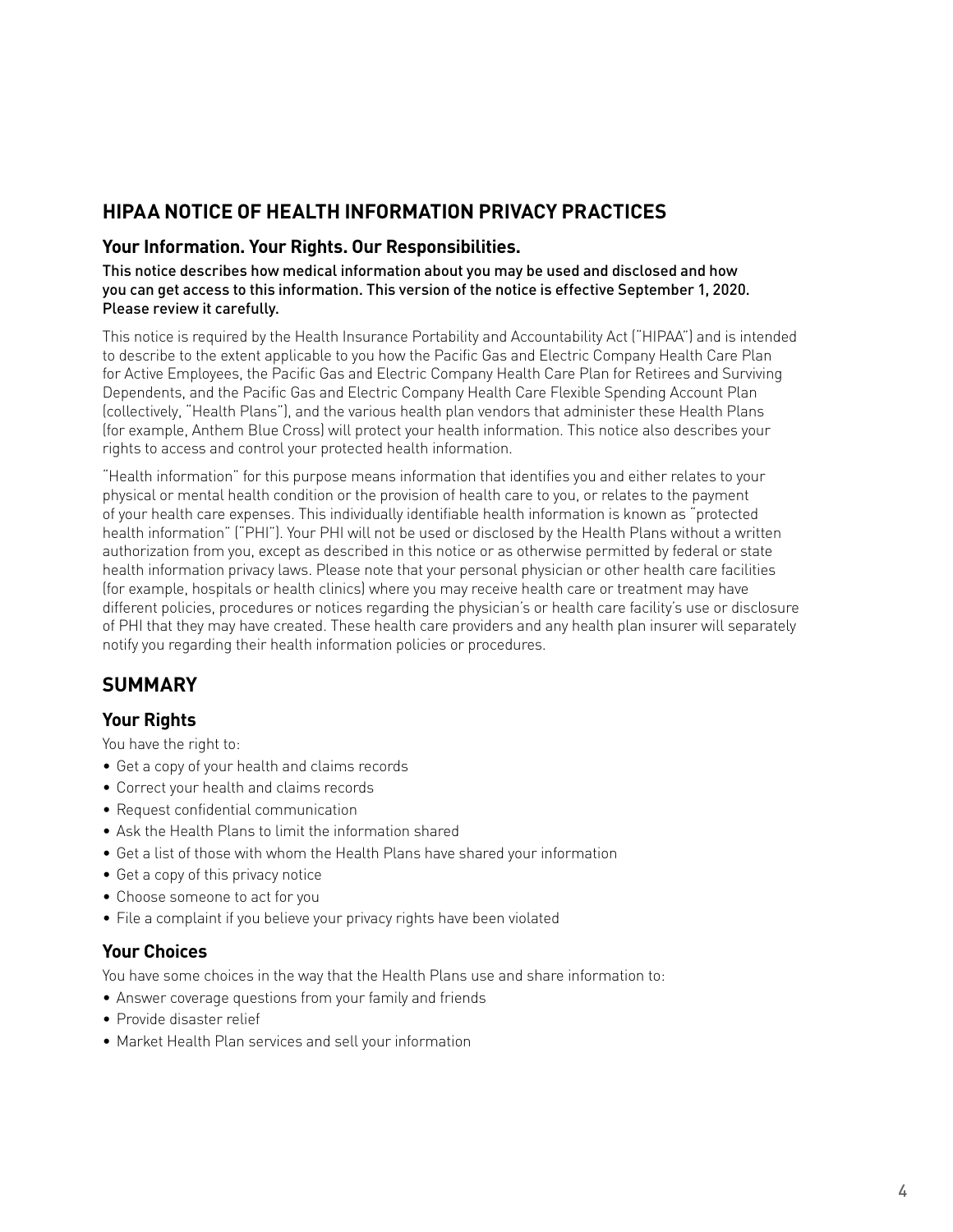## HIPAA NOTICE OF HEALTH INFORMATION PRIVACY PRACTICES

### Your Information. Your Rights. Our Responsibilities.

This notice describes how medical information about you may be used and disclosed and how you can get access to this information. This version of the notice is effective September 1, 2020. Please review it carefully.

This notice is required by the Health Insurance Portability and Accountability Act ("HIPAA") and is intended to describe to the extent applicable to you how the Pacific Gas and Electric Company Health Care Plan for Active Employees, the Pacific Gas and Electric Company Health Care Plan for Retirees and Surviving Dependents, and the Pacific Gas and Electric Company Health Care Flexible Spending Account Plan (collectively, "Health Plans"), and the various health plan vendors that administer these Health Plans (for example, Anthem Blue Cross) will protect your health information. This notice also describes your rights to access and control your protected health information.

"Health information" for this purpose means information that identifies you and either relates to your physical or mental health condition or the provision of health care to you, or relates to the payment of your health care expenses. This individually identifiable health information is known as "protected health information" ("PHI"). Your PHI will not be used or disclosed by the Health Plans without a written authorization from you, except as described in this notice or as otherwise permitted by federal or state health information privacy laws. Please note that your personal physician or other health care facilities (for example, hospitals or health clinics) where you may receive health care or treatment may have different policies, procedures or notices regarding the physician's or health care facility's use or disclosure of PHI that they may have created. These health care providers and any health plan insurer will separately notify you regarding their health information policies or procedures.

## SUMMARY

### Your Rights

You have the right to:

- Get a copy of your health and claims records
- Correct your health and claims records
- Request confidential communication
- Ask the Health Plans to limit the information shared
- Get a list of those with whom the Health Plans have shared your information
- Get a copy of this privacy notice
- Choose someone to act for you
- File a complaint if you believe your privacy rights have been violated

### Your Choices

You have some choices in the way that the Health Plans use and share information to:

- Answer coverage questions from your family and friends
- Provide disaster relief
- Market Health Plan services and sell your information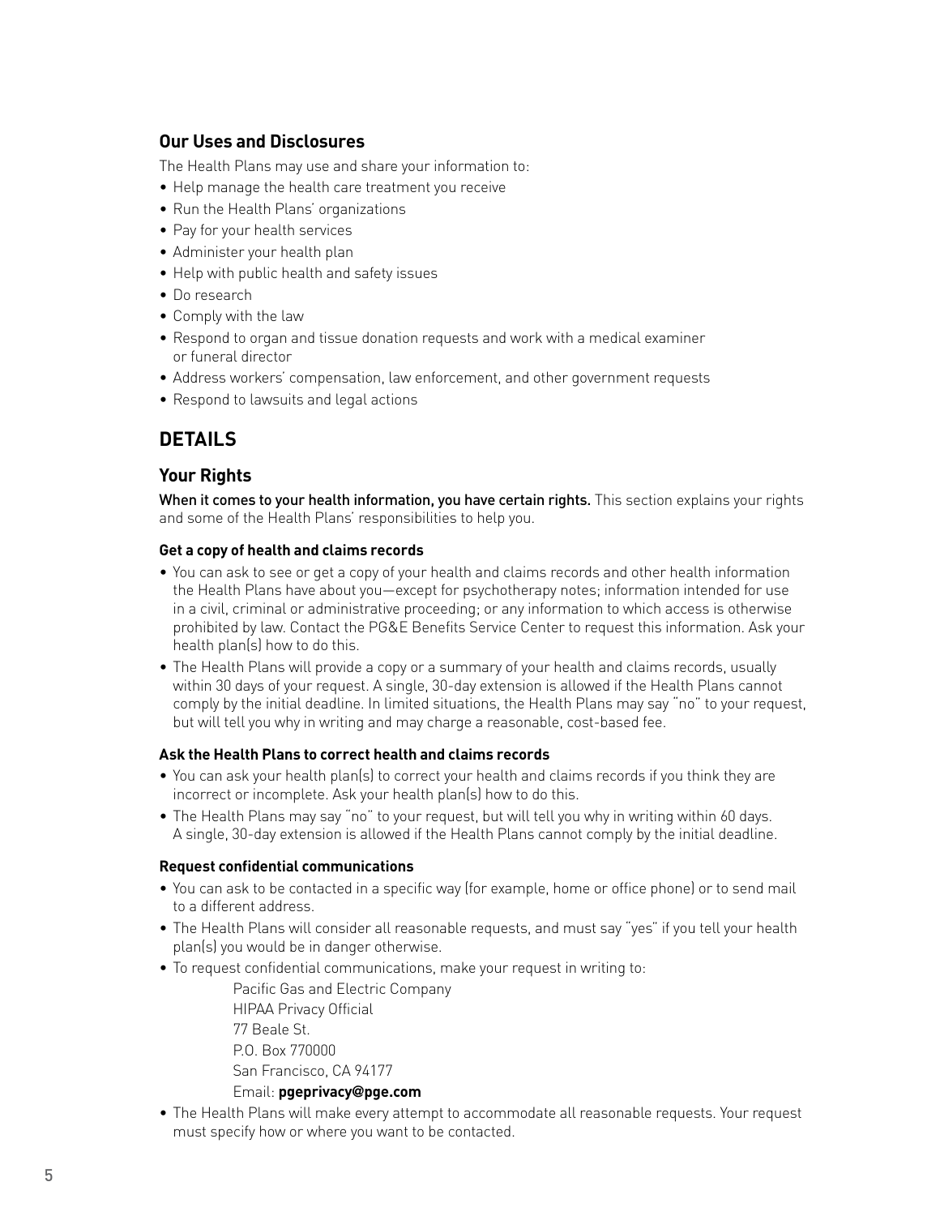### Our Uses and Disclosures

The Health Plans may use and share your information to:

- Help manage the health care treatment you receive
- Run the Health Plans' organizations
- Pay for your health services
- Administer your health plan
- Help with public health and safety issues
- Do research
- Comply with the law
- Respond to organ and tissue donation requests and work with a medical examiner or funeral director
- Address workers' compensation, law enforcement, and other government requests
- Respond to lawsuits and legal actions

## DETAILS

### Your Rights

**When it comes to your health information, you have certain rights.** This section explains your rights and some of the Health Plans' responsibilities to help you.

#### Get a copy of health and claims records

- You can ask to see or get a copy of your health and claims records and other health information the Health Plans have about you—except for psychotherapy notes; information intended for use in a civil, criminal or administrative proceeding; or any information to which access is otherwise prohibited by law. Contact the PG&E Benefits Service Center to request this information. Ask your health plan(s) how to do this.
- The Health Plans will provide a copy or a summary of your health and claims records, usually within 30 days of your request. A single, 30-day extension is allowed if the Health Plans cannot comply by the initial deadline. In limited situations, the Health Plans may say "no" to your request, but will tell you why in writing and may charge a reasonable, cost-based fee.

#### Ask the Health Plans to correct health and claims records

- You can ask your health plan(s) to correct your health and claims records if you think they are incorrect or incomplete. Ask your health plan(s) how to do this.
- The Health Plans may say "no" to your request, but will tell you why in writing within 60 days. A single, 30-day extension is allowed if the Health Plans cannot comply by the initial deadline.

#### Request confidential communications

- You can ask to be contacted in a specific way (for example, home or office phone) or to send mail to a different address.
- The Health Plans will consider all reasonable requests, and must say "yes" if you tell your health plan(s) you would be in danger otherwise.
- To request confidential communications, make your request in writing to:

  Pacific Gas and Electric Company
  HIPAA Privacy Official
  77 Beale St.
  P.O. Box 770000
  San Francisco, CA 94177
  Email: **pgeprivacy@pge.com**

- The Health Plans will make every attempt to accommodate all reasonable requests. Your request must specify how or where you want to be contacted.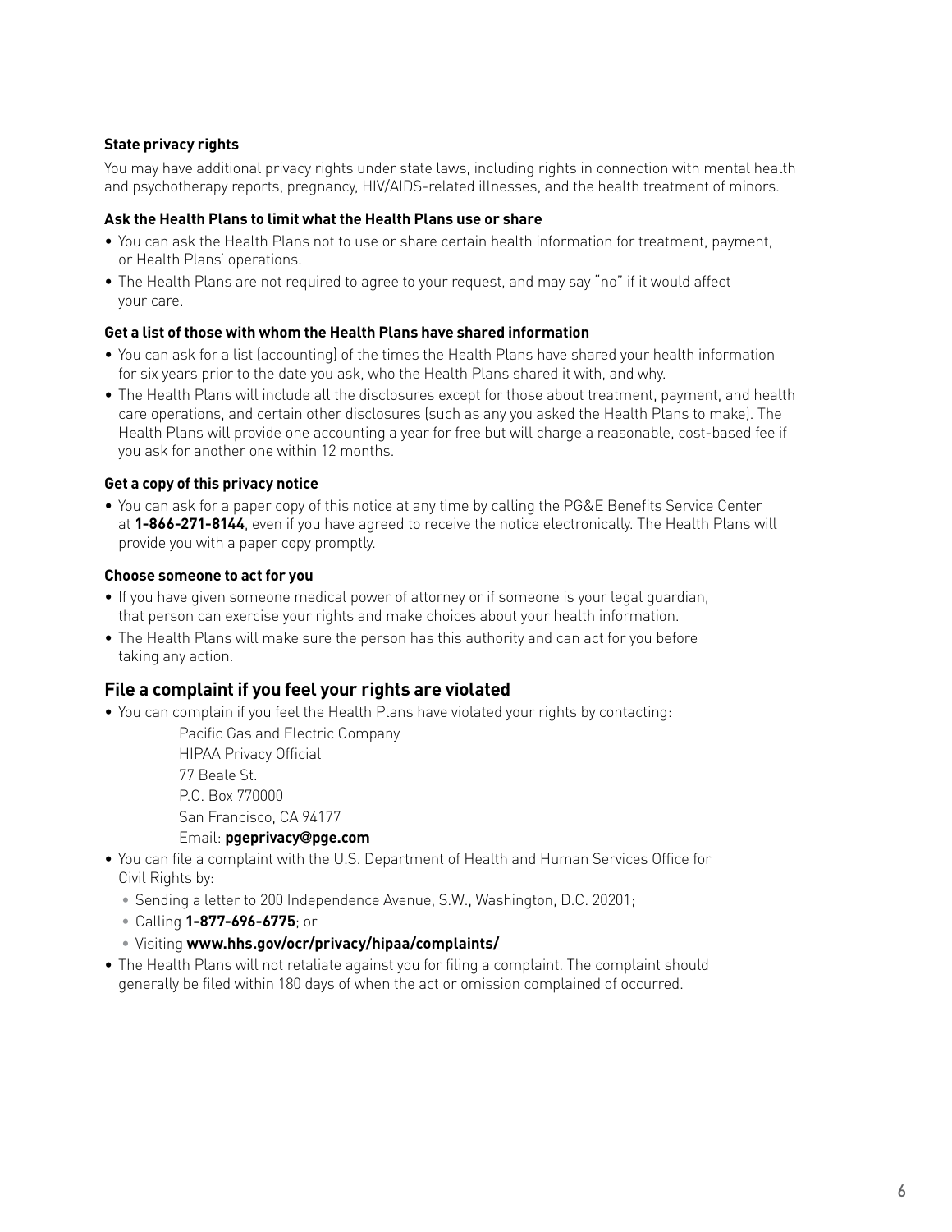#### State privacy rights

You may have additional privacy rights under state laws, including rights in connection with mental health and psychotherapy reports, pregnancy, HIV/AIDS-related illnesses, and the health treatment of minors.

#### Ask the Health Plans to limit what the Health Plans use or share

- You can ask the Health Plans not to use or share certain health information for treatment, payment, or Health Plans' operations.
- The Health Plans are not required to agree to your request, and may say "no" if it would affect your care.

#### Get a list of those with whom the Health Plans have shared information

- You can ask for a list (accounting) of the times the Health Plans have shared your health information for six years prior to the date you ask, who the Health Plans shared it with, and why.
- The Health Plans will include all the disclosures except for those about treatment, payment, and health care operations, and certain other disclosures (such as any you asked the Health Plans to make). The Health Plans will provide one accounting a year for free but will charge a reasonable, cost-based fee if you ask for another one within 12 months.

#### Get a copy of this privacy notice

- You can ask for a paper copy of this notice at any time by calling the PG&E Benefits Service Center at **1-866-271-8144**, even if you have agreed to receive the notice electronically. The Health Plans will provide you with a paper copy promptly.

#### Choose someone to act for you

- If you have given someone medical power of attorney or if someone is your legal guardian, that person can exercise your rights and make choices about your health information.
- The Health Plans will make sure the person has this authority and can act for you before taking any action.

### File a complaint if you feel your rights are violated

- You can complain if you feel the Health Plans have violated your rights by contacting:

  Pacific Gas and Electric Company
  HIPAA Privacy Official
  77 Beale St.
  P.O. Box 770000
  San Francisco, CA 94177
  Email: **pgeprivacy@pge.com**

- You can file a complaint with the U.S. Department of Health and Human Services Office for Civil Rights by:
  - Sending a letter to 200 Independence Avenue, S.W., Washington, D.C. 20201;
  - Calling **1-877-696-6775**; or
  - Visiting **www.hhs.gov/ocr/privacy/hipaa/complaints/**
- The Health Plans will not retaliate against you for filing a complaint. The complaint should generally be filed within 180 days of when the act or omission complained of occurred.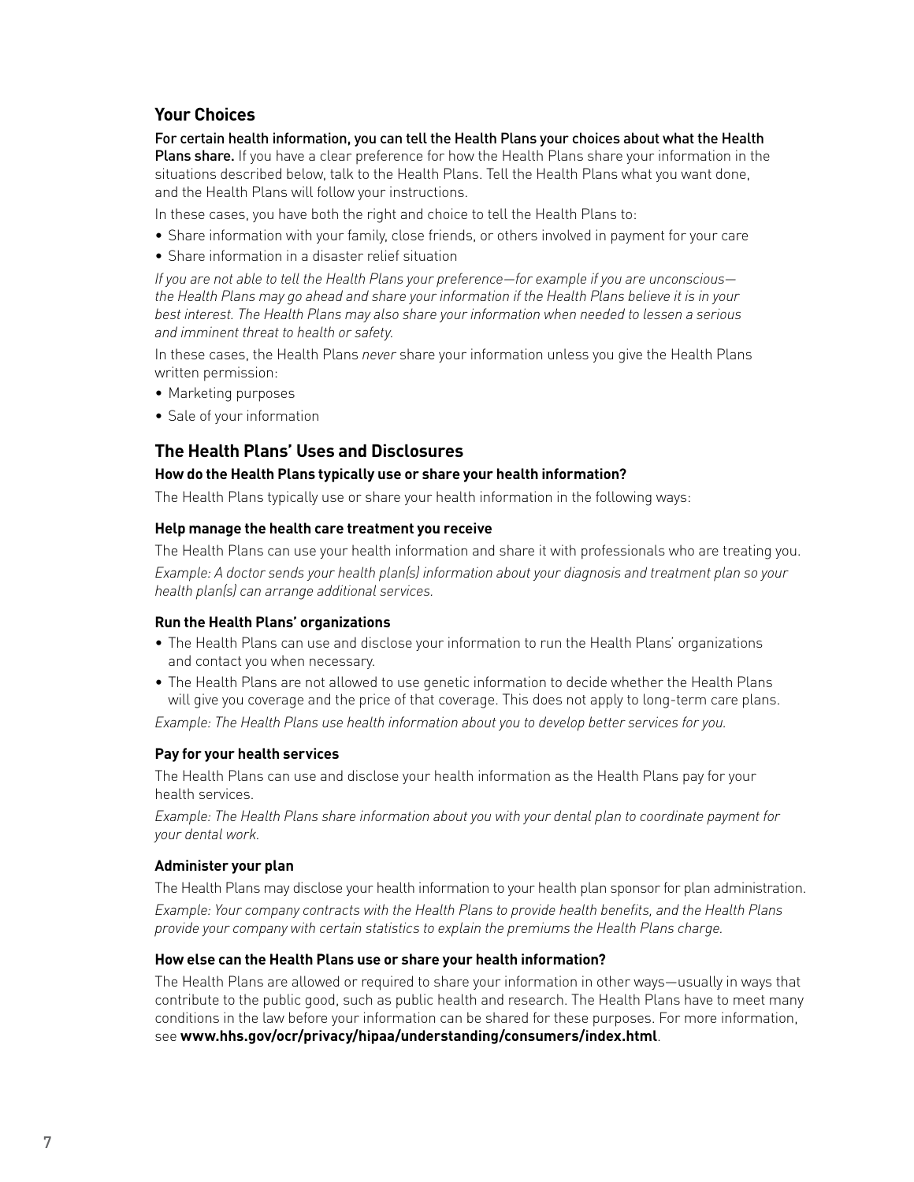## Your Choices

**For certain health information, you can tell the Health Plans your choices about what the Health Plans share.** If you have a clear preference for how the Health Plans share your information in the situations described below, talk to the Health Plans. Tell the Health Plans what you want done, and the Health Plans will follow your instructions.

In these cases, you have both the right and choice to tell the Health Plans to:

- Share information with your family, close friends, or others involved in payment for your care
- Share information in a disaster relief situation

*If you are not able to tell the Health Plans your preference—for example if you are unconscious—the Health Plans may go ahead and share your information if the Health Plans believe it is in your best interest. The Health Plans may also share your information when needed to lessen a serious and imminent threat to health or safety.*

In these cases, the Health Plans *never* share your information unless you give the Health Plans written permission:

- Marketing purposes
- Sale of your information

## The Health Plans' Uses and Disclosures

### How do the Health Plans typically use or share your health information?

The Health Plans typically use or share your health information in the following ways:

#### Help manage the health care treatment you receive

The Health Plans can use your health information and share it with professionals who are treating you.

*Example: A doctor sends your health plan(s) information about your diagnosis and treatment plan so your health plan(s) can arrange additional services.*

#### Run the Health Plans' organizations

- The Health Plans can use and disclose your information to run the Health Plans' organizations and contact you when necessary.
- The Health Plans are not allowed to use genetic information to decide whether the Health Plans will give you coverage and the price of that coverage. This does not apply to long-term care plans.

*Example: The Health Plans use health information about you to develop better services for you.*

#### Pay for your health services

The Health Plans can use and disclose your health information as the Health Plans pay for your health services.

*Example: The Health Plans share information about you with your dental plan to coordinate payment for your dental work.*

#### Administer your plan

The Health Plans may disclose your health information to your health plan sponsor for plan administration.

*Example: Your company contracts with the Health Plans to provide health benefits, and the Health Plans provide your company with certain statistics to explain the premiums the Health Plans charge.*

### How else can the Health Plans use or share your health information?

The Health Plans are allowed or required to share your information in other ways—usually in ways that contribute to the public good, such as public health and research. The Health Plans have to meet many conditions in the law before your information can be shared for these purposes. For more information, see **www.hhs.gov/ocr/privacy/hipaa/understanding/consumers/index.html**.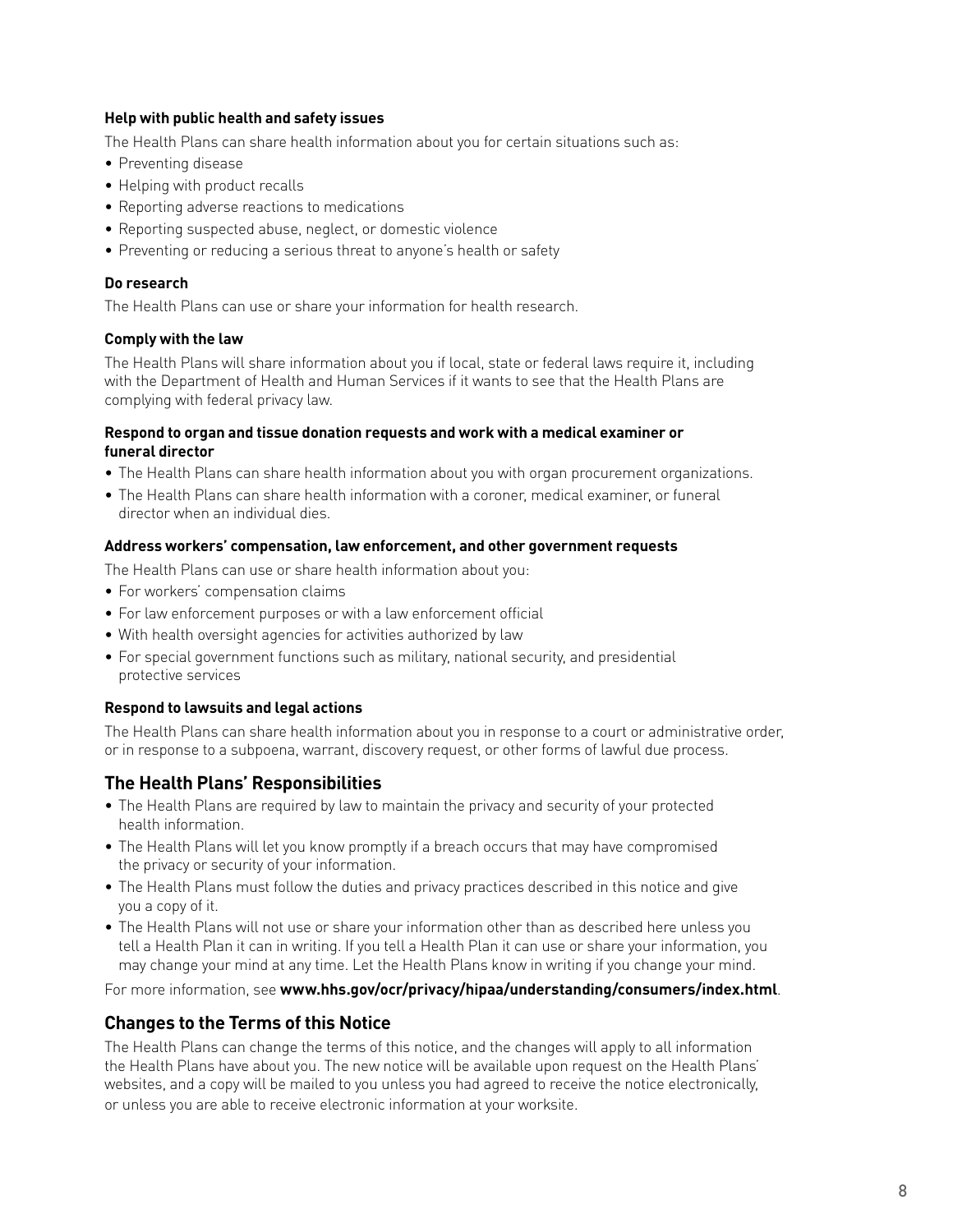**Help with public health and safety issues**

The Health Plans can share health information about you for certain situations such as:

- Preventing disease
- Helping with product recalls
- Reporting adverse reactions to medications
- Reporting suspected abuse, neglect, or domestic violence
- Preventing or reducing a serious threat to anyone's health or safety

**Do research**

The Health Plans can use or share your information for health research.

**Comply with the law**

The Health Plans will share information about you if local, state or federal laws require it, including with the Department of Health and Human Services if it wants to see that the Health Plans are complying with federal privacy law.

**Respond to organ and tissue donation requests and work with a medical examiner or funeral director**

- The Health Plans can share health information about you with organ procurement organizations.
- The Health Plans can share health information with a coroner, medical examiner, or funeral director when an individual dies.

**Address workers' compensation, law enforcement, and other government requests**

The Health Plans can use or share health information about you:

- For workers' compensation claims
- For law enforcement purposes or with a law enforcement official
- With health oversight agencies for activities authorized by law
- For special government functions such as military, national security, and presidential protective services

**Respond to lawsuits and legal actions**

The Health Plans can share health information about you in response to a court or administrative order, or in response to a subpoena, warrant, discovery request, or other forms of lawful due process.

## The Health Plans' Responsibilities

- The Health Plans are required by law to maintain the privacy and security of your protected health information.
- The Health Plans will let you know promptly if a breach occurs that may have compromised the privacy or security of your information.
- The Health Plans must follow the duties and privacy practices described in this notice and give you a copy of it.
- The Health Plans will not use or share your information other than as described here unless you tell a Health Plan it can in writing. If you tell a Health Plan it can use or share your information, you may change your mind at any time. Let the Health Plans know in writing if you change your mind.

For more information, see **www.hhs.gov/ocr/privacy/hipaa/understanding/consumers/index.html**.

## Changes to the Terms of this Notice

The Health Plans can change the terms of this notice, and the changes will apply to all information the Health Plans have about you. The new notice will be available upon request on the Health Plans' websites, and a copy will be mailed to you unless you had agreed to receive the notice electronically, or unless you are able to receive electronic information at your worksite.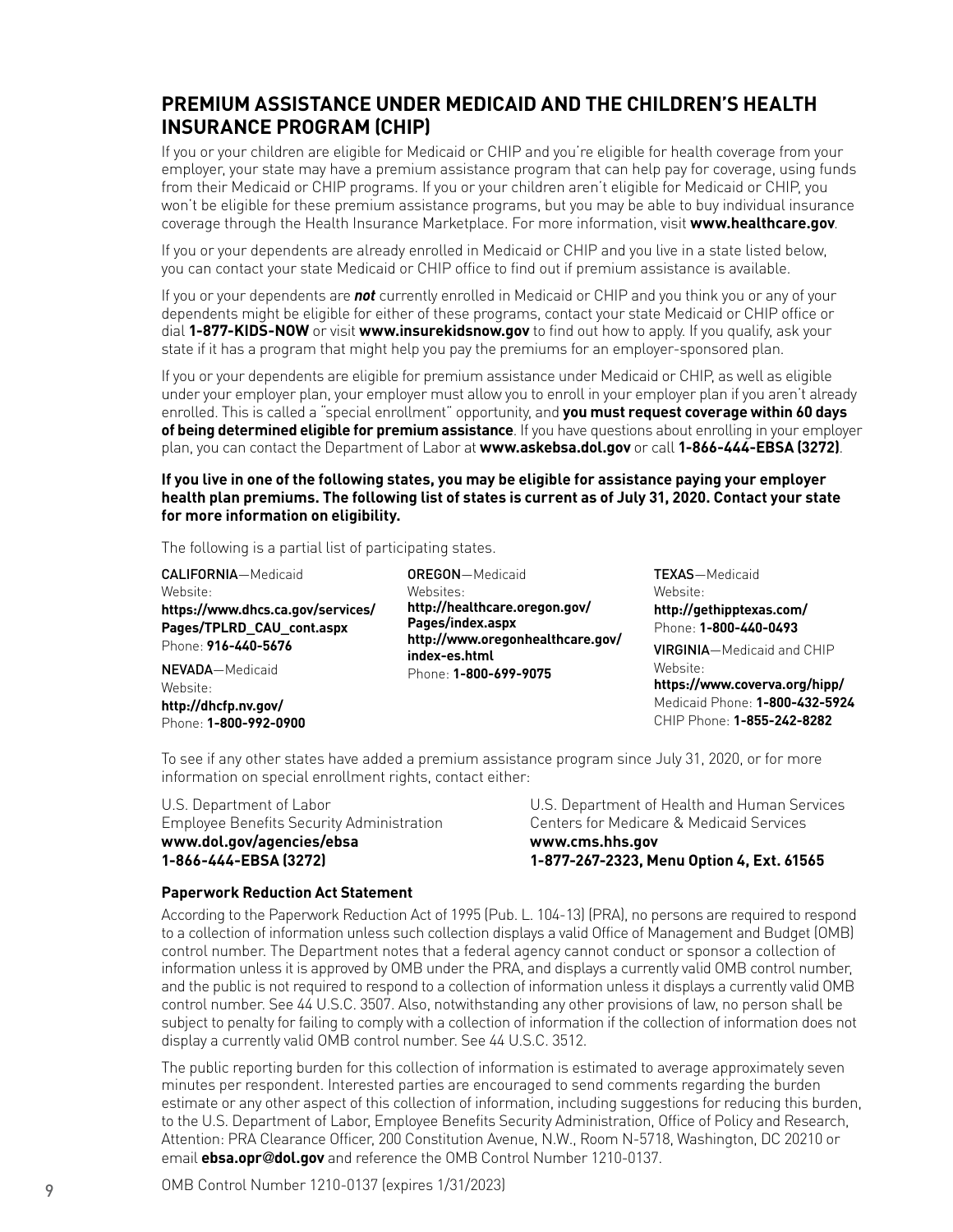## PREMIUM ASSISTANCE UNDER MEDICAID AND THE CHILDREN'S HEALTH INSURANCE PROGRAM (CHIP)

If you or your children are eligible for Medicaid or CHIP and you're eligible for health coverage from your employer, your state may have a premium assistance program that can help pay for coverage, using funds from their Medicaid or CHIP programs. If you or your children aren't eligible for Medicaid or CHIP, you won't be eligible for these premium assistance programs, but you may be able to buy individual insurance coverage through the Health Insurance Marketplace. For more information, visit **www.healthcare.gov**.

If you or your dependents are already enrolled in Medicaid or CHIP and you live in a state listed below, you can contact your state Medicaid or CHIP office to find out if premium assistance is available.

If you or your dependents are ***not*** currently enrolled in Medicaid or CHIP and you think you or any of your dependents might be eligible for either of these programs, contact your state Medicaid or CHIP office or dial **1-877-KIDS-NOW** or visit **www.insurekidsnow.gov** to find out how to apply. If you qualify, ask your state if it has a program that might help you pay the premiums for an employer-sponsored plan.

If you or your dependents are eligible for premium assistance under Medicaid or CHIP, as well as eligible under your employer plan, your employer must allow you to enroll in your employer plan if you aren't already enrolled. This is called a "special enrollment" opportunity, and **you must request coverage within 60 days of being determined eligible for premium assistance**. If you have questions about enrolling in your employer plan, you can contact the Department of Labor at **www.askebsa.dol.gov** or call **1-866-444-EBSA (3272)**.

**If you live in one of the following states, you may be eligible for assistance paying your employer health plan premiums. The following list of states is current as of July 31, 2020. Contact your state for more information on eligibility.**

The following is a partial list of participating states.

CALIFORNIA—Medicaid
Website:
**https://www.dhcs.ca.gov/services/Pages/TPLRD_CAU_cont.aspx**
Phone: **916-440-5676**

NEVADA—Medicaid
Website:
**http://dhcfp.nv.gov/**
Phone: **1-800-992-0900**

OREGON—Medicaid
Websites:
**http://healthcare.oregon.gov/Pages/index.aspx**
**http://www.oregonhealthcare.gov/index-es.html**
Phone: **1-800-699-9075**

TEXAS—Medicaid
Website:
**http://gethipptexas.com/**
Phone: **1-800-440-0493**

VIRGINIA—Medicaid and CHIP
Website:
**https://www.coverva.org/hipp/**
Medicaid Phone: **1-800-432-5924**
CHIP Phone: **1-855-242-8282**

To see if any other states have added a premium assistance program since July 31, 2020, or for more information on special enrollment rights, contact either:

U.S. Department of Labor
Employee Benefits Security Administration
**www.dol.gov/agencies/ebsa**
**1-866-444-EBSA (3272)**

U.S. Department of Health and Human Services
Centers for Medicare & Medicaid Services
**www.cms.hhs.gov**
**1-877-267-2323, Menu Option 4, Ext. 61565**

#### Paperwork Reduction Act Statement

According to the Paperwork Reduction Act of 1995 (Pub. L. 104-13) (PRA), no persons are required to respond to a collection of information unless such collection displays a valid Office of Management and Budget (OMB) control number. The Department notes that a federal agency cannot conduct or sponsor a collection of information unless it is approved by OMB under the PRA, and displays a currently valid OMB control number, and the public is not required to respond to a collection of information unless it displays a currently valid OMB control number. See 44 U.S.C. 3507. Also, notwithstanding any other provisions of law, no person shall be subject to penalty for failing to comply with a collection of information if the collection of information does not display a currently valid OMB control number. See 44 U.S.C. 3512.

The public reporting burden for this collection of information is estimated to average approximately seven minutes per respondent. Interested parties are encouraged to send comments regarding the burden estimate or any other aspect of this collection of information, including suggestions for reducing this burden, to the U.S. Department of Labor, Employee Benefits Security Administration, Office of Policy and Research, Attention: PRA Clearance Officer, 200 Constitution Avenue, N.W., Room N-5718, Washington, DC 20210 or email **ebsa.opr@dol.gov** and reference the OMB Control Number 1210-0137.

OMB Control Number 1210-0137 (expires 1/31/2023)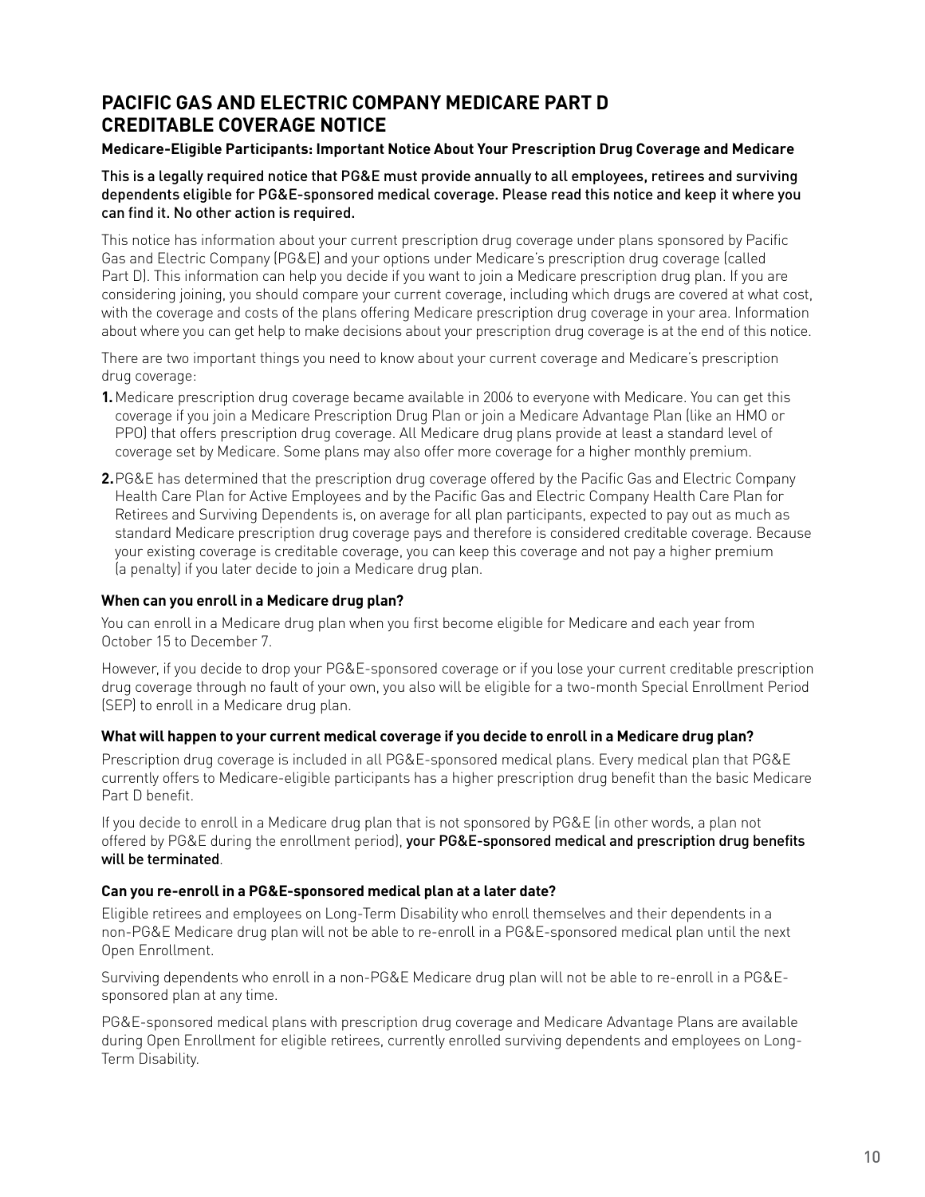## PACIFIC GAS AND ELECTRIC COMPANY MEDICARE PART D CREDITABLE COVERAGE NOTICE

**Medicare-Eligible Participants: Important Notice About Your Prescription Drug Coverage and Medicare**

This is a legally required notice that PG&E must provide annually to all employees, retirees and surviving dependents eligible for PG&E-sponsored medical coverage. Please read this notice and keep it where you can find it. No other action is required.

This notice has information about your current prescription drug coverage under plans sponsored by Pacific Gas and Electric Company (PG&E) and your options under Medicare's prescription drug coverage (called Part D). This information can help you decide if you want to join a Medicare prescription drug plan. If you are considering joining, you should compare your current coverage, including which drugs are covered at what cost, with the coverage and costs of the plans offering Medicare prescription drug coverage in your area. Information about where you can get help to make decisions about your prescription drug coverage is at the end of this notice.

There are two important things you need to know about your current coverage and Medicare's prescription drug coverage:

1. Medicare prescription drug coverage became available in 2006 to everyone with Medicare. You can get this coverage if you join a Medicare Prescription Drug Plan or join a Medicare Advantage Plan (like an HMO or PPO) that offers prescription drug coverage. All Medicare drug plans provide at least a standard level of coverage set by Medicare. Some plans may also offer more coverage for a higher monthly premium.
2. PG&E has determined that the prescription drug coverage offered by the Pacific Gas and Electric Company Health Care Plan for Active Employees and by the Pacific Gas and Electric Company Health Care Plan for Retirees and Surviving Dependents is, on average for all plan participants, expected to pay out as much as standard Medicare prescription drug coverage pays and therefore is considered creditable coverage. Because your existing coverage is creditable coverage, you can keep this coverage and not pay a higher premium (a penalty) if you later decide to join a Medicare drug plan.

### When can you enroll in a Medicare drug plan?

You can enroll in a Medicare drug plan when you first become eligible for Medicare and each year from October 15 to December 7.

However, if you decide to drop your PG&E-sponsored coverage or if you lose your current creditable prescription drug coverage through no fault of your own, you also will be eligible for a two-month Special Enrollment Period (SEP) to enroll in a Medicare drug plan.

### What will happen to your current medical coverage if you decide to enroll in a Medicare drug plan?

Prescription drug coverage is included in all PG&E-sponsored medical plans. Every medical plan that PG&E currently offers to Medicare-eligible participants has a higher prescription drug benefit than the basic Medicare Part D benefit.

If you decide to enroll in a Medicare drug plan that is not sponsored by PG&E (in other words, a plan not offered by PG&E during the enrollment period), your PG&E-sponsored medical and prescription drug benefits will be terminated.

### Can you re-enroll in a PG&E-sponsored medical plan at a later date?

Eligible retirees and employees on Long-Term Disability who enroll themselves and their dependents in a non-PG&E Medicare drug plan will not be able to re-enroll in a PG&E-sponsored medical plan until the next Open Enrollment.

Surviving dependents who enroll in a non-PG&E Medicare drug plan will not be able to re-enroll in a PG&E-sponsored plan at any time.

PG&E-sponsored medical plans with prescription drug coverage and Medicare Advantage Plans are available during Open Enrollment for eligible retirees, currently enrolled surviving dependents and employees on Long-Term Disability.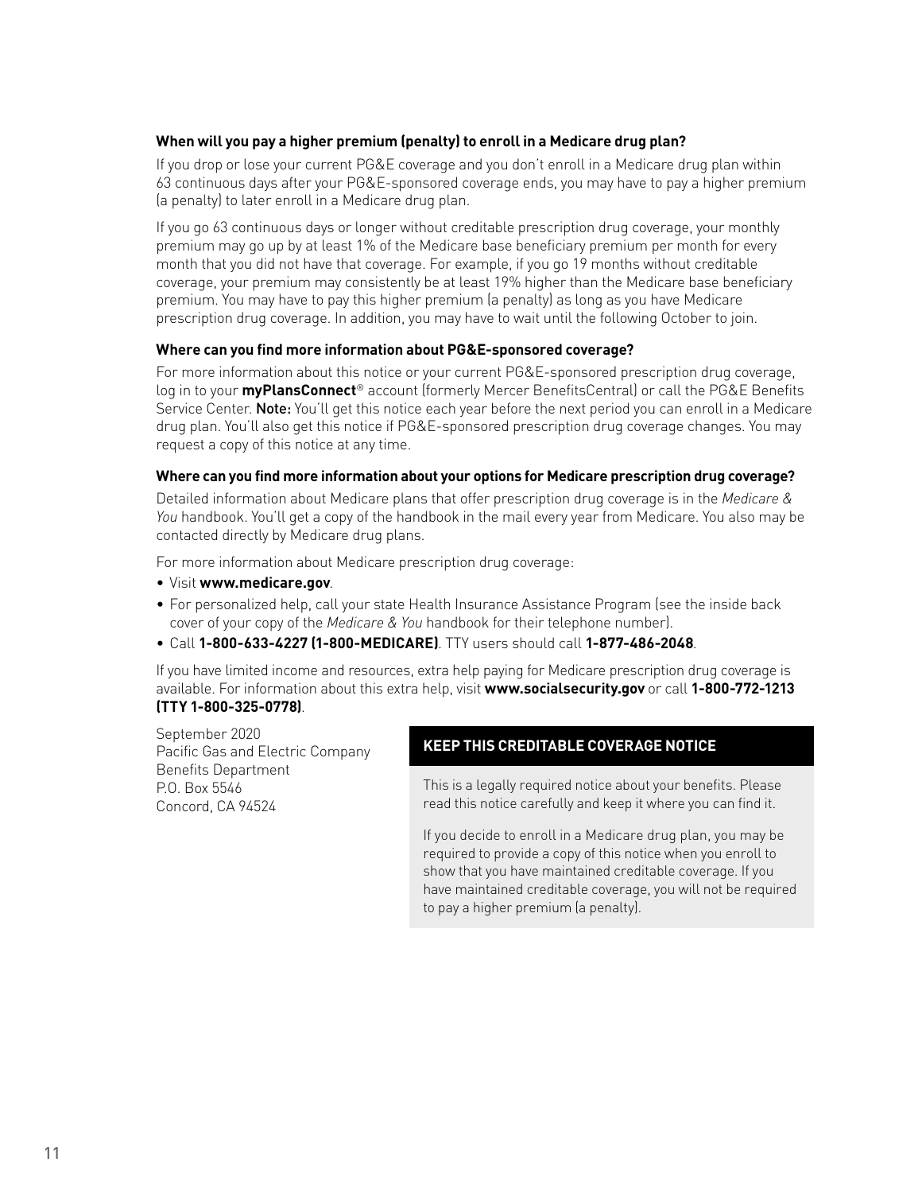### When will you pay a higher premium (penalty) to enroll in a Medicare drug plan?

If you drop or lose your current PG&E coverage and you don't enroll in a Medicare drug plan within 63 continuous days after your PG&E-sponsored coverage ends, you may have to pay a higher premium (a penalty) to later enroll in a Medicare drug plan.

If you go 63 continuous days or longer without creditable prescription drug coverage, your monthly premium may go up by at least 1% of the Medicare base beneficiary premium per month for every month that you did not have that coverage. For example, if you go 19 months without creditable coverage, your premium may consistently be at least 19% higher than the Medicare base beneficiary premium. You may have to pay this higher premium (a penalty) as long as you have Medicare prescription drug coverage. In addition, you may have to wait until the following October to join.

### Where can you find more information about PG&E-sponsored coverage?

For more information about this notice or your current PG&E-sponsored prescription drug coverage, log in to your **myPlansConnect**® account (formerly Mercer BenefitsCentral) or call the PG&E Benefits Service Center. **Note:** You'll get this notice each year before the next period you can enroll in a Medicare drug plan. You'll also get this notice if PG&E-sponsored prescription drug coverage changes. You may request a copy of this notice at any time.

### Where can you find more information about your options for Medicare prescription drug coverage?

Detailed information about Medicare plans that offer prescription drug coverage is in the *Medicare & You* handbook. You'll get a copy of the handbook in the mail every year from Medicare. You also may be contacted directly by Medicare drug plans.

For more information about Medicare prescription drug coverage:

- Visit **www.medicare.gov**.
- For personalized help, call your state Health Insurance Assistance Program (see the inside back cover of your copy of the *Medicare & You* handbook for their telephone number).
- Call **1-800-633-4227 (1-800-MEDICARE)**. TTY users should call **1-877-486-2048**.

If you have limited income and resources, extra help paying for Medicare prescription drug coverage is available. For information about this extra help, visit **www.socialsecurity.gov** or call **1-800-772-1213 (TTY 1-800-325-0778)**.

September 2020
Pacific Gas and Electric Company
Benefits Department
P.O. Box 5546
Concord, CA 94524

**KEEP THIS CREDITABLE COVERAGE NOTICE**

This is a legally required notice about your benefits. Please read this notice carefully and keep it where you can find it.

If you decide to enroll in a Medicare drug plan, you may be required to provide a copy of this notice when you enroll to show that you have maintained creditable coverage. If you have maintained creditable coverage, you will not be required to pay a higher premium (a penalty).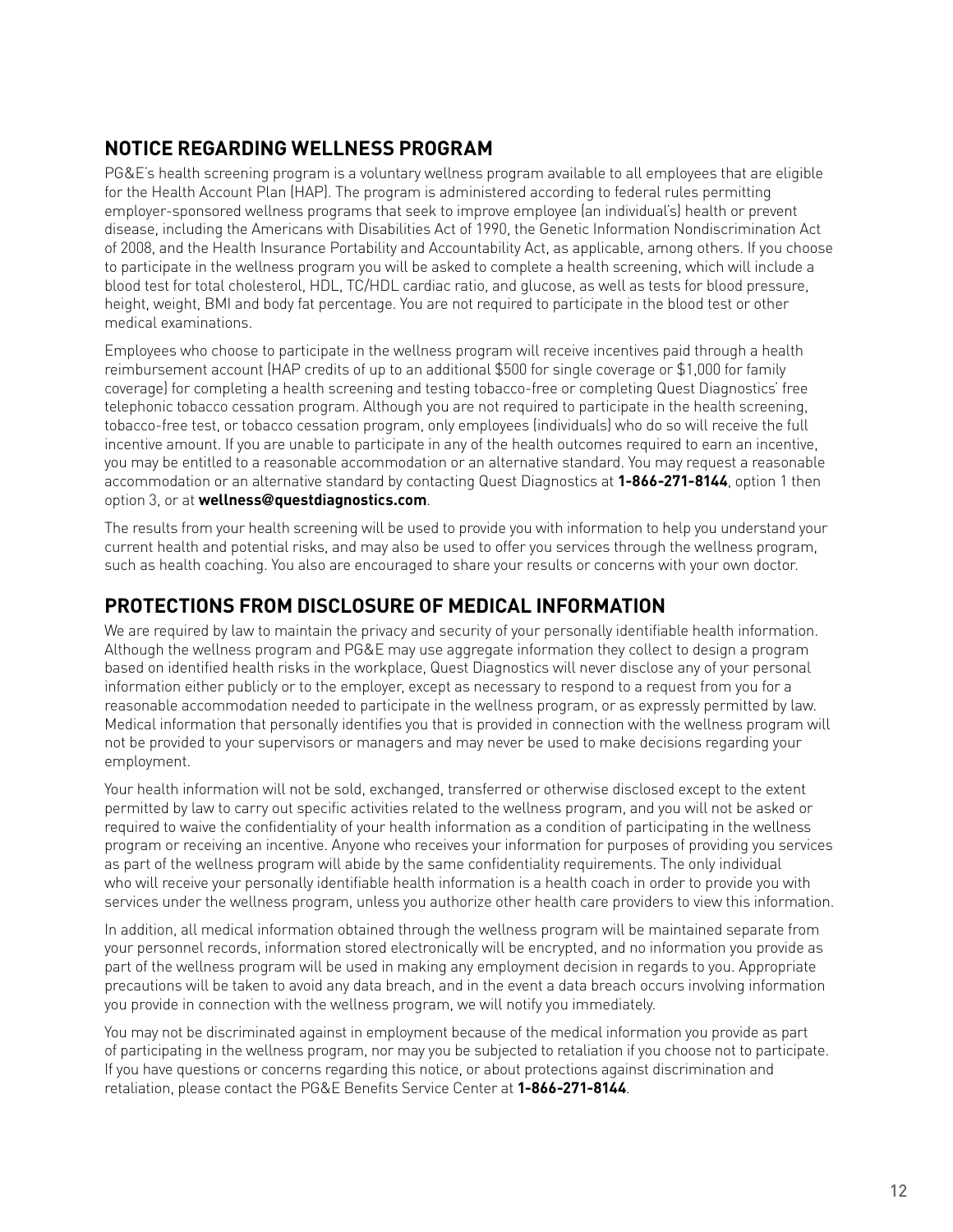## NOTICE REGARDING WELLNESS PROGRAM

PG&E's health screening program is a voluntary wellness program available to all employees that are eligible for the Health Account Plan (HAP). The program is administered according to federal rules permitting employer-sponsored wellness programs that seek to improve employee (an individual's) health or prevent disease, including the Americans with Disabilities Act of 1990, the Genetic Information Nondiscrimination Act of 2008, and the Health Insurance Portability and Accountability Act, as applicable, among others. If you choose to participate in the wellness program you will be asked to complete a health screening, which will include a blood test for total cholesterol, HDL, TC/HDL cardiac ratio, and glucose, as well as tests for blood pressure, height, weight, BMI and body fat percentage. You are not required to participate in the blood test or other medical examinations.

Employees who choose to participate in the wellness program will receive incentives paid through a health reimbursement account (HAP credits of up to an additional $500 for single coverage or $1,000 for family coverage) for completing a health screening and testing tobacco-free or completing Quest Diagnostics' free telephonic tobacco cessation program. Although you are not required to participate in the health screening, tobacco-free test, or tobacco cessation program, only employees (individuals) who do so will receive the full incentive amount. If you are unable to participate in any of the health outcomes required to earn an incentive, you may be entitled to a reasonable accommodation or an alternative standard. You may request a reasonable accommodation or an alternative standard by contacting Quest Diagnostics at **1-866-271-8144**, option 1 then option 3, or at **wellness@questdiagnostics.com**.

The results from your health screening will be used to provide you with information to help you understand your current health and potential risks, and may also be used to offer you services through the wellness program, such as health coaching. You also are encouraged to share your results or concerns with your own doctor.

## PROTECTIONS FROM DISCLOSURE OF MEDICAL INFORMATION

We are required by law to maintain the privacy and security of your personally identifiable health information. Although the wellness program and PG&E may use aggregate information they collect to design a program based on identified health risks in the workplace, Quest Diagnostics will never disclose any of your personal information either publicly or to the employer, except as necessary to respond to a request from you for a reasonable accommodation needed to participate in the wellness program, or as expressly permitted by law. Medical information that personally identifies you that is provided in connection with the wellness program will not be provided to your supervisors or managers and may never be used to make decisions regarding your employment.

Your health information will not be sold, exchanged, transferred or otherwise disclosed except to the extent permitted by law to carry out specific activities related to the wellness program, and you will not be asked or required to waive the confidentiality of your health information as a condition of participating in the wellness program or receiving an incentive. Anyone who receives your information for purposes of providing you services as part of the wellness program will abide by the same confidentiality requirements. The only individual who will receive your personally identifiable health information is a health coach in order to provide you with services under the wellness program, unless you authorize other health care providers to view this information.

In addition, all medical information obtained through the wellness program will be maintained separate from your personnel records, information stored electronically will be encrypted, and no information you provide as part of the wellness program will be used in making any employment decision in regards to you. Appropriate precautions will be taken to avoid any data breach, and in the event a data breach occurs involving information you provide in connection with the wellness program, we will notify you immediately.

You may not be discriminated against in employment because of the medical information you provide as part of participating in the wellness program, nor may you be subjected to retaliation if you choose not to participate. If you have questions or concerns regarding this notice, or about protections against discrimination and retaliation, please contact the PG&E Benefits Service Center at **1-866-271-8144**.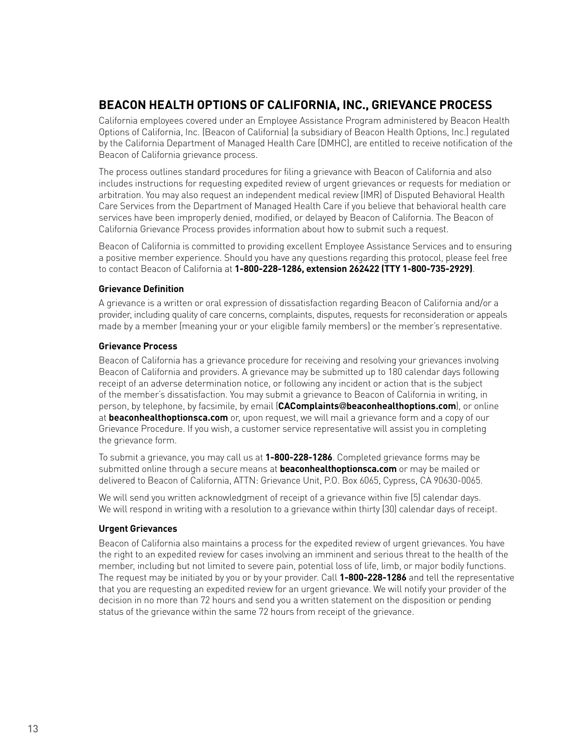## BEACON HEALTH OPTIONS OF CALIFORNIA, INC., GRIEVANCE PROCESS

California employees covered under an Employee Assistance Program administered by Beacon Health Options of California, Inc. (Beacon of California) (a subsidiary of Beacon Health Options, Inc.) regulated by the California Department of Managed Health Care (DMHC), are entitled to receive notification of the Beacon of California grievance process.

The process outlines standard procedures for filing a grievance with Beacon of California and also includes instructions for requesting expedited review of urgent grievances or requests for mediation or arbitration. You may also request an independent medical review (IMR) of Disputed Behavioral Health Care Services from the Department of Managed Health Care if you believe that behavioral health care services have been improperly denied, modified, or delayed by Beacon of California. The Beacon of California Grievance Process provides information about how to submit such a request.

Beacon of California is committed to providing excellent Employee Assistance Services and to ensuring a positive member experience. Should you have any questions regarding this protocol, please feel free to contact Beacon of California at **1-800-228-1286, extension 262422 (TTY 1-800-735-2929)**.

#### Grievance Definition

A grievance is a written or oral expression of dissatisfaction regarding Beacon of California and/or a provider, including quality of care concerns, complaints, disputes, requests for reconsideration or appeals made by a member (meaning your or your eligible family members) or the member's representative.

#### Grievance Process

Beacon of California has a grievance procedure for receiving and resolving your grievances involving Beacon of California and providers. A grievance may be submitted up to 180 calendar days following receipt of an adverse determination notice, or following any incident or action that is the subject of the member's dissatisfaction. You may submit a grievance to Beacon of California in writing, in person, by telephone, by facsimile, by email (**CAComplaints@beaconhealthoptions.com**), or online at **beaconhealthoptionsca.com** or, upon request, we will mail a grievance form and a copy of our Grievance Procedure. If you wish, a customer service representative will assist you in completing the grievance form.

To submit a grievance, you may call us at **1-800-228-1286**. Completed grievance forms may be submitted online through a secure means at **beaconhealthoptionsca.com** or may be mailed or delivered to Beacon of California, ATTN: Grievance Unit, P.O. Box 6065, Cypress, CA 90630-0065.

We will send you written acknowledgment of receipt of a grievance within five (5) calendar days. We will respond in writing with a resolution to a grievance within thirty (30) calendar days of receipt.

#### Urgent Grievances

Beacon of California also maintains a process for the expedited review of urgent grievances. You have the right to an expedited review for cases involving an imminent and serious threat to the health of the member, including but not limited to severe pain, potential loss of life, limb, or major bodily functions. The request may be initiated by you or by your provider. Call **1-800-228-1286** and tell the representative that you are requesting an expedited review for an urgent grievance. We will notify your provider of the decision in no more than 72 hours and send you a written statement on the disposition or pending status of the grievance within the same 72 hours from receipt of the grievance.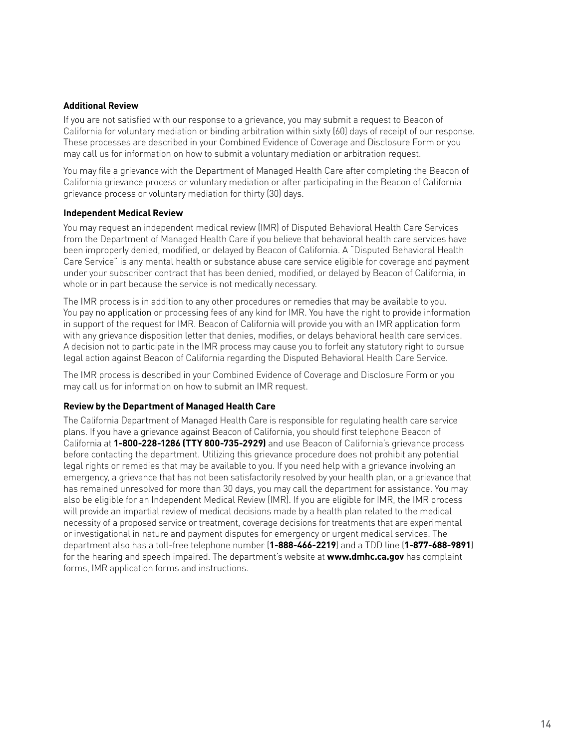**Additional Review**

If you are not satisfied with our response to a grievance, you may submit a request to Beacon of California for voluntary mediation or binding arbitration within sixty (60) days of receipt of our response. These processes are described in your Combined Evidence of Coverage and Disclosure Form or you may call us for information on how to submit a voluntary mediation or arbitration request.

You may file a grievance with the Department of Managed Health Care after completing the Beacon of California grievance process or voluntary mediation or after participating in the Beacon of California grievance process or voluntary mediation for thirty (30) days.

**Independent Medical Review**

You may request an independent medical review (IMR) of Disputed Behavioral Health Care Services from the Department of Managed Health Care if you believe that behavioral health care services have been improperly denied, modified, or delayed by Beacon of California. A "Disputed Behavioral Health Care Service" is any mental health or substance abuse care service eligible for coverage and payment under your subscriber contract that has been denied, modified, or delayed by Beacon of California, in whole or in part because the service is not medically necessary.

The IMR process is in addition to any other procedures or remedies that may be available to you. You pay no application or processing fees of any kind for IMR. You have the right to provide information in support of the request for IMR. Beacon of California will provide you with an IMR application form with any grievance disposition letter that denies, modifies, or delays behavioral health care services. A decision not to participate in the IMR process may cause you to forfeit any statutory right to pursue legal action against Beacon of California regarding the Disputed Behavioral Health Care Service.

The IMR process is described in your Combined Evidence of Coverage and Disclosure Form or you may call us for information on how to submit an IMR request.

**Review by the Department of Managed Health Care**

The California Department of Managed Health Care is responsible for regulating health care service plans. If you have a grievance against Beacon of California, you should first telephone Beacon of California at **1-800-228-1286 (TTY 800-735-2929)** and use Beacon of California's grievance process before contacting the department. Utilizing this grievance procedure does not prohibit any potential legal rights or remedies that may be available to you. If you need help with a grievance involving an emergency, a grievance that has not been satisfactorily resolved by your health plan, or a grievance that has remained unresolved for more than 30 days, you may call the department for assistance. You may also be eligible for an Independent Medical Review (IMR). If you are eligible for IMR, the IMR process will provide an impartial review of medical decisions made by a health plan related to the medical necessity of a proposed service or treatment, coverage decisions for treatments that are experimental or investigational in nature and payment disputes for emergency or urgent medical services. The department also has a toll-free telephone number (**1-888-466-2219**) and a TDD line (**1-877-688-9891**) for the hearing and speech impaired. The department's website at **www.dmhc.ca.gov** has complaint forms, IMR application forms and instructions.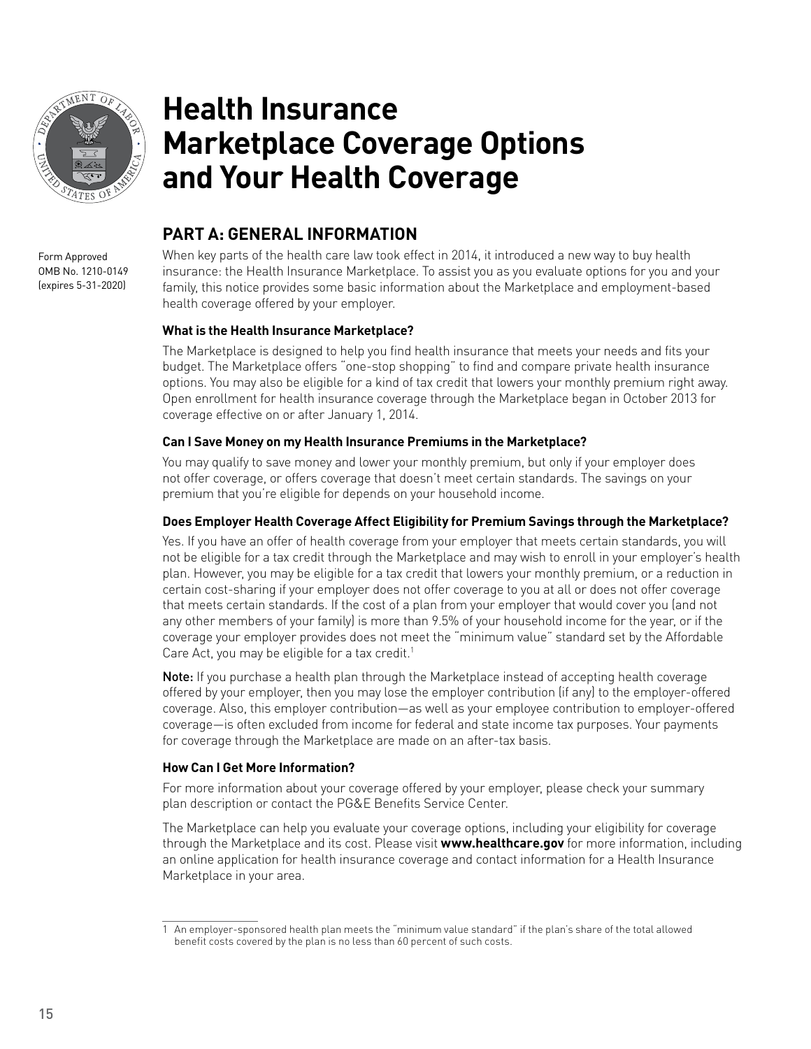# Health Insurance Marketplace Coverage Options and Your Health Coverage

Form Approved
OMB No. 1210-0149
(expires 5-31-2020)

## PART A: GENERAL INFORMATION

When key parts of the health care law took effect in 2014, it introduced a new way to buy health insurance: the Health Insurance Marketplace. To assist you as you evaluate options for you and your family, this notice provides some basic information about the Marketplace and employment-based health coverage offered by your employer.

### What is the Health Insurance Marketplace?

The Marketplace is designed to help you find health insurance that meets your needs and fits your budget. The Marketplace offers "one-stop shopping" to find and compare private health insurance options. You may also be eligible for a kind of tax credit that lowers your monthly premium right away. Open enrollment for health insurance coverage through the Marketplace began in October 2013 for coverage effective on or after January 1, 2014.

### Can I Save Money on my Health Insurance Premiums in the Marketplace?

You may qualify to save money and lower your monthly premium, but only if your employer does not offer coverage, or offers coverage that doesn't meet certain standards. The savings on your premium that you're eligible for depends on your household income.

### Does Employer Health Coverage Affect Eligibility for Premium Savings through the Marketplace?

Yes. If you have an offer of health coverage from your employer that meets certain standards, you will not be eligible for a tax credit through the Marketplace and may wish to enroll in your employer's health plan. However, you may be eligible for a tax credit that lowers your monthly premium, or a reduction in certain cost-sharing if your employer does not offer coverage to you at all or does not offer coverage that meets certain standards. If the cost of a plan from your employer that would cover you (and not any other members of your family) is more than 9.5% of your household income for the year, or if the coverage your employer provides does not meet the "minimum value" standard set by the Affordable Care Act, you may be eligible for a tax credit.[1]

**Note:** If you purchase a health plan through the Marketplace instead of accepting health coverage offered by your employer, then you may lose the employer contribution (if any) to the employer-offered coverage. Also, this employer contribution—as well as your employee contribution to employer-offered coverage—is often excluded from income for federal and state income tax purposes. Your payments for coverage through the Marketplace are made on an after-tax basis.

### How Can I Get More Information?

For more information about your coverage offered by your employer, please check your summary plan description or contact the PG&E Benefits Service Center.

The Marketplace can help you evaluate your coverage options, including your eligibility for coverage through the Marketplace and its cost. Please visit **www.healthcare.gov** for more information, including an online application for health insurance coverage and contact information for a Health Insurance Marketplace in your area.

---

1 An employer-sponsored health plan meets the "minimum value standard" if the plan's share of the total allowed benefit costs covered by the plan is no less than 60 percent of such costs.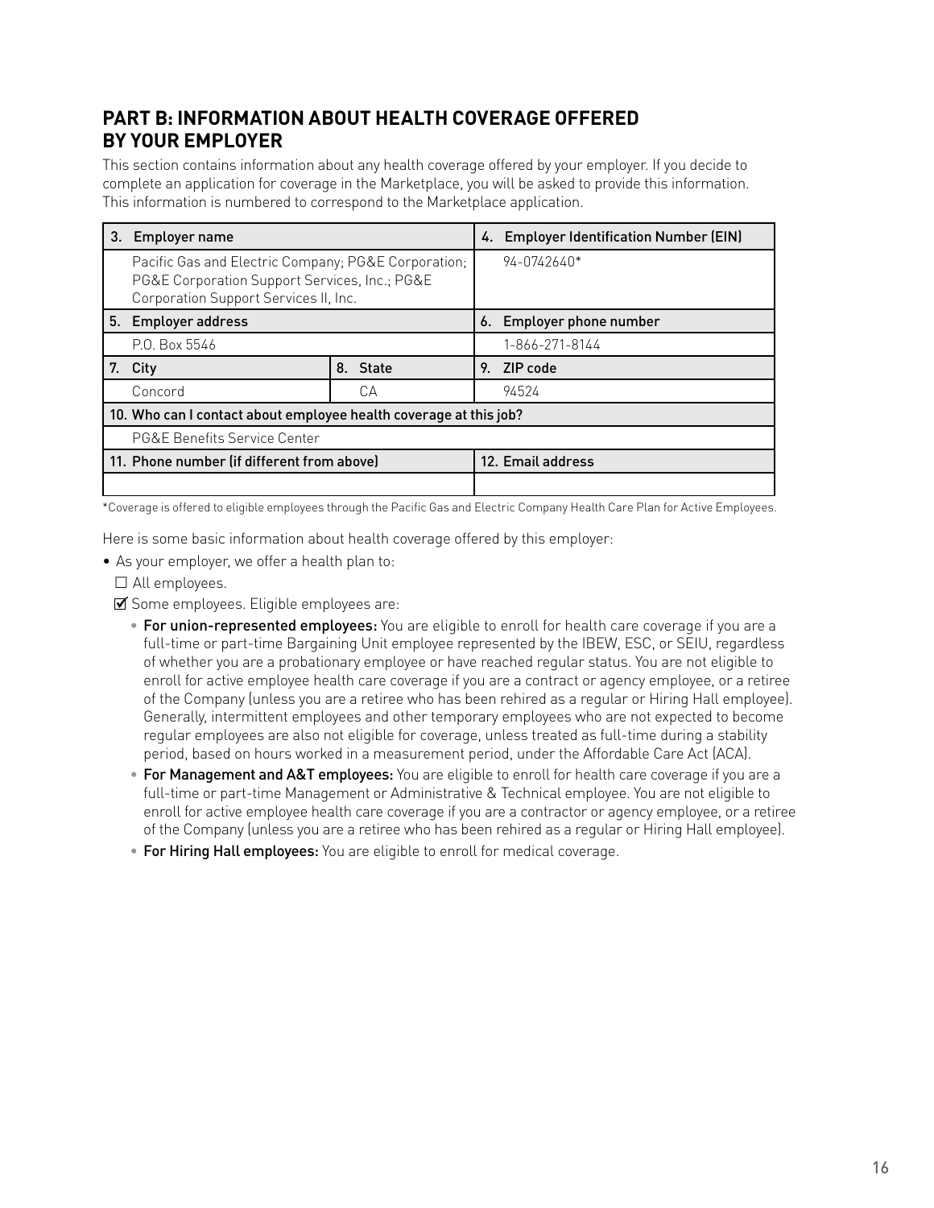## PART B: INFORMATION ABOUT HEALTH COVERAGE OFFERED BY YOUR EMPLOYER

This section contains information about any health coverage offered by your employer. If you decide to complete an application for coverage in the Marketplace, you will be asked to provide this information. This information is numbered to correspond to the Marketplace application.

| 3. Employer name | | 4. Employer Identification Number (EIN) |
|---|---|---|
| Pacific Gas and Electric Company; PG&E Corporation; PG&E Corporation Support Services, Inc.; PG&E Corporation Support Services II, Inc. | | 94-0742640* |
| 5. Employer address | | 6. Employer phone number |
| P.O. Box 5546 | | 1-866-271-8144 |
| 7. City | 8. State | 9. ZIP code |
| Concord | CA | 94524 |
| 10. Who can I contact about employee health coverage at this job? | | |
| PG&E Benefits Service Center | | |
| 11. Phone number (if different from above) | | 12. Email address |
| | | |

*Coverage is offered to eligible employees through the Pacific Gas and Electric Company Health Care Plan for Active Employees.

Here is some basic information about health coverage offered by this employer:

- As your employer, we offer a health plan to:

  ☐ All employees.

  ☑ Some employees. Eligible employees are:

  - **For union-represented employees:** You are eligible to enroll for health care coverage if you are a full-time or part-time Bargaining Unit employee represented by the IBEW, ESC, or SEIU, regardless of whether you are a probationary employee or have reached regular status. You are not eligible to enroll for active employee health care coverage if you are a contract or agency employee, or a retiree of the Company (unless you are a retiree who has been rehired as a regular or Hiring Hall employee). Generally, intermittent employees and other temporary employees who are not expected to become regular employees are also not eligible for coverage, unless treated as full-time during a stability period, based on hours worked in a measurement period, under the Affordable Care Act (ACA).
  - **For Management and A&T employees:** You are eligible to enroll for health care coverage if you are a full-time or part-time Management or Administrative & Technical employee. You are not eligible to enroll for active employee health care coverage if you are a contractor or agency employee, or a retiree of the Company (unless you are a retiree who has been rehired as a regular or Hiring Hall employee).
  - **For Hiring Hall employees:** You are eligible to enroll for medical coverage.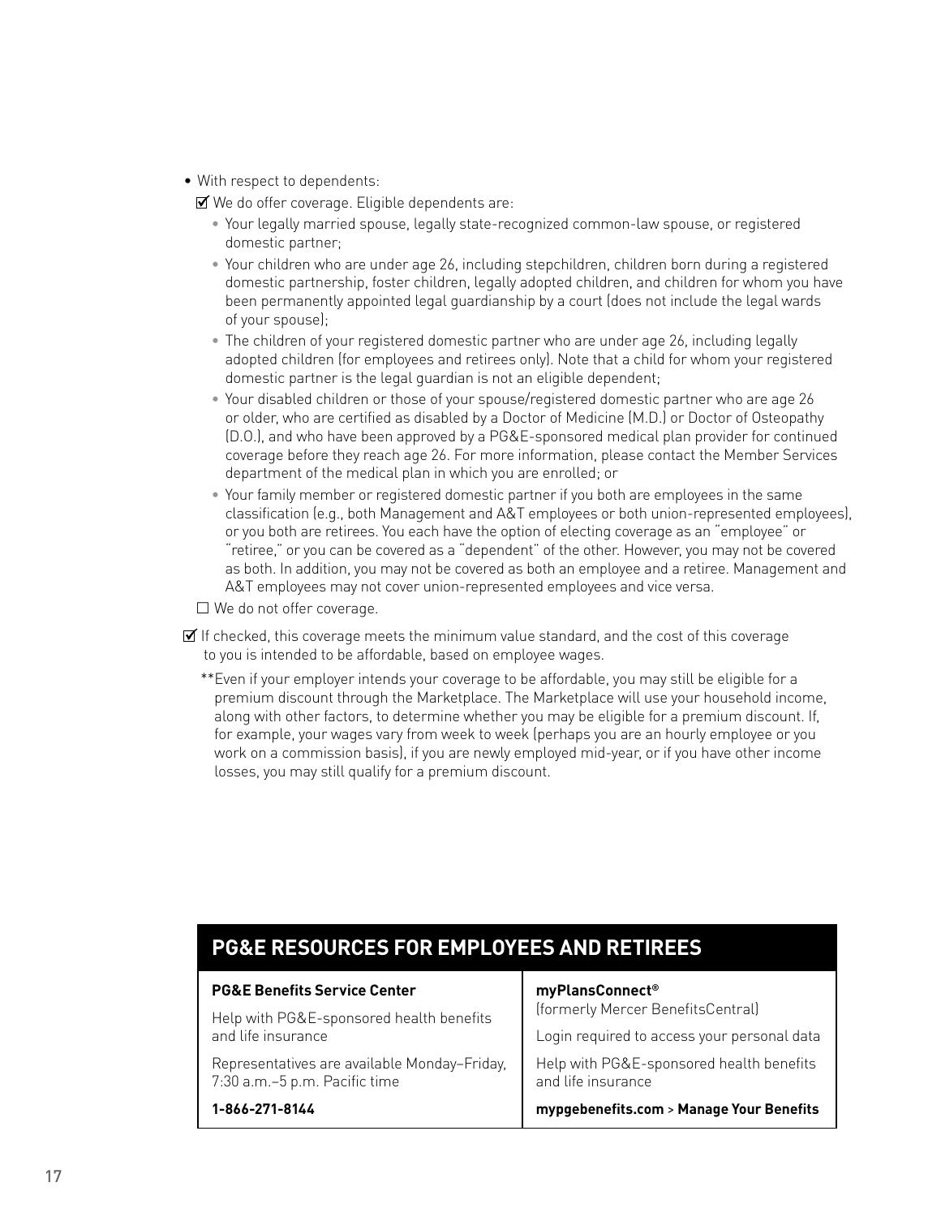- With respect to dependents:

  ☑ We do offer coverage. Eligible dependents are:

  - Your legally married spouse, legally state-recognized common-law spouse, or registered domestic partner;
  - Your children who are under age 26, including stepchildren, children born during a registered domestic partnership, foster children, legally adopted children, and children for whom you have been permanently appointed legal guardianship by a court (does not include the legal wards of your spouse);
  - The children of your registered domestic partner who are under age 26, including legally adopted children (for employees and retirees only). Note that a child for whom your registered domestic partner is the legal guardian is not an eligible dependent;
  - Your disabled children or those of your spouse/registered domestic partner who are age 26 or older, who are certified as disabled by a Doctor of Medicine (M.D.) or Doctor of Osteopathy (D.O.), and who have been approved by a PG&E-sponsored medical plan provider for continued coverage before they reach age 26. For more information, please contact the Member Services department of the medical plan in which you are enrolled; or
  - Your family member or registered domestic partner if you both are employees in the same classification (e.g., both Management and A&T employees or both union-represented employees), or you both are retirees. You each have the option of electing coverage as an "employee" or "retiree," or you can be covered as a "dependent" of the other. However, you may not be covered as both. In addition, you may not be covered as both an employee and a retiree. Management and A&T employees may not cover union-represented employees and vice versa.

  ☐ We do not offer coverage.

☑ If checked, this coverage meets the minimum value standard, and the cost of this coverage to you is intended to be affordable, based on employee wages.

\*\*Even if your employer intends your coverage to be affordable, you may still be eligible for a premium discount through the Marketplace. The Marketplace will use your household income, along with other factors, to determine whether you may be eligible for a premium discount. If, for example, your wages vary from week to week (perhaps you are an hourly employee or you work on a commission basis), if you are newly employed mid-year, or if you have other income losses, you may still qualify for a premium discount.

## PG&E RESOURCES FOR EMPLOYEES AND RETIREES

| **PG&E Benefits Service Center** | **myPlansConnect®** (formerly Mercer BenefitsCentral) |
|---|---|
| Help with PG&E-sponsored health benefits and life insurance | Login required to access your personal data |
| Representatives are available Monday–Friday, 7:30 a.m.–5 p.m. Pacific time | Help with PG&E-sponsored health benefits and life insurance |
| **1-866-271-8144** | **mypgebenefits.com** > **Manage Your Benefits** |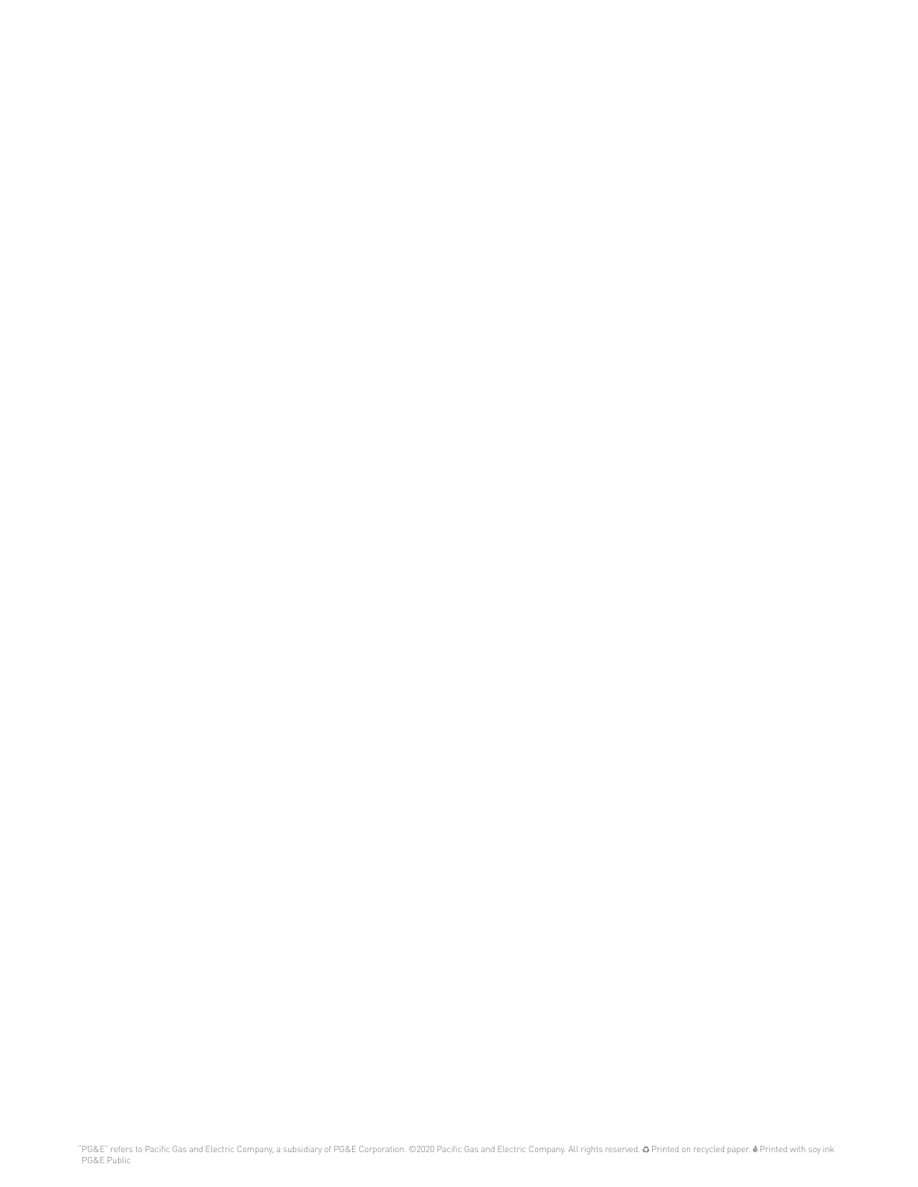"PG&E" refers to Pacific Gas and Electric Company, a subsidiary of PG&E Corporation. ©2020 Pacific Gas and Electric Company. All rights reserved. ♻ Printed on recycled paper. Printed with soy ink

PG&E Public